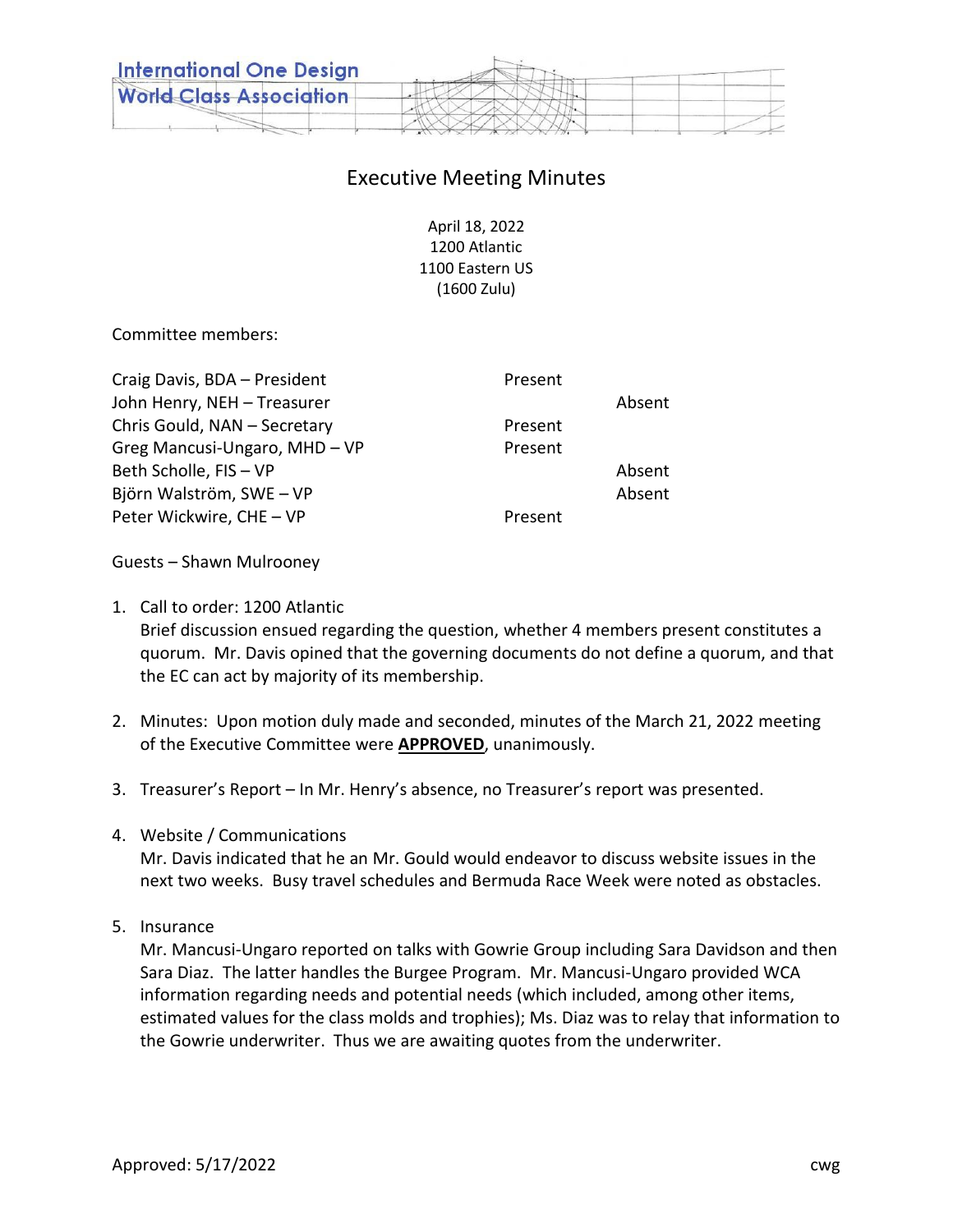International One Design
World Class Association

# Executive Meeting Minutes

April 18, 2022
1200 Atlantic
1100 Eastern US
(1600 Zulu)

Committee members:

| | | |
|---|---|---|
| Craig Davis, BDA – President | Present | |
| John Henry, NEH – Treasurer | | Absent |
| Chris Gould, NAN – Secretary | Present | |
| Greg Mancusi-Ungaro, MHD – VP | Present | |
| Beth Scholle, FIS – VP | | Absent |
| Björn Walström, SWE – VP | | Absent |
| Peter Wickwire, CHE – VP | Present | |

Guests – Shawn Mulrooney

1. Call to order: 1200 Atlantic
   Brief discussion ensued regarding the question, whether 4 members present constitutes a quorum. Mr. Davis opined that the governing documents do not define a quorum, and that the EC can act by majority of its membership.

2. Minutes: Upon motion duly made and seconded, minutes of the March 21, 2022 meeting of the Executive Committee were **APPROVED**, unanimously.

3. Treasurer's Report – In Mr. Henry's absence, no Treasurer's report was presented.

4. Website / Communications
   Mr. Davis indicated that he an Mr. Gould would endeavor to discuss website issues in the next two weeks. Busy travel schedules and Bermuda Race Week were noted as obstacles.

5. Insurance
   Mr. Mancusi-Ungaro reported on talks with Gowrie Group including Sara Davidson and then Sara Diaz. The latter handles the Burgee Program. Mr. Mancusi-Ungaro provided WCA information regarding needs and potential needs (which included, among other items, estimated values for the class molds and trophies); Ms. Diaz was to relay that information to the Gowrie underwriter. Thus we are awaiting quotes from the underwriter.

Approved: 5/17/2022 cwg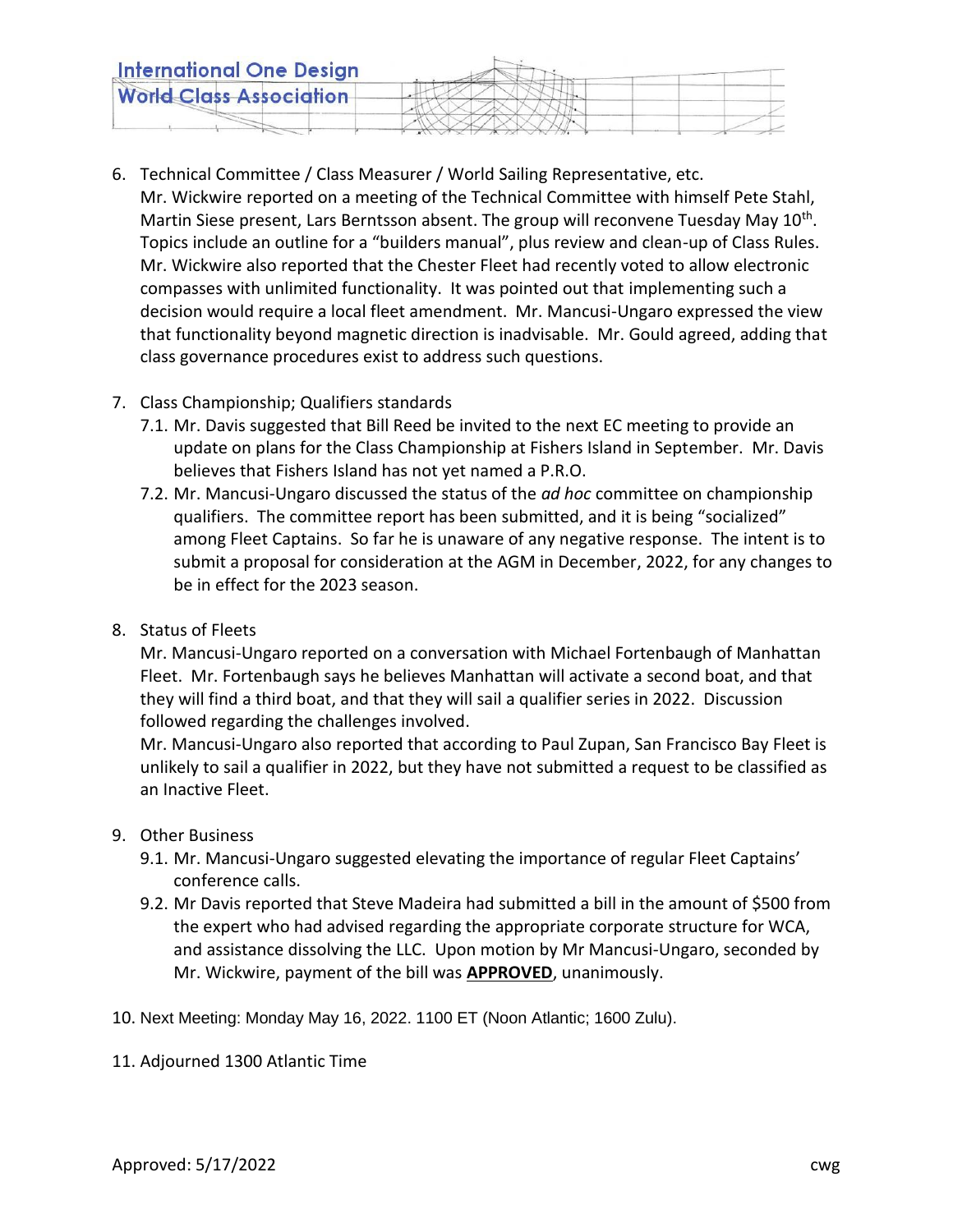6. Technical Committee / Class Measurer / World Sailing Representative, etc.
   Mr. Wickwire reported on a meeting of the Technical Committee with himself Pete Stahl, Martin Siese present, Lars Berntsson absent. The group will reconvene Tuesday May 10th. Topics include an outline for a "builders manual", plus review and clean-up of Class Rules. Mr. Wickwire also reported that the Chester Fleet had recently voted to allow electronic compasses with unlimited functionality. It was pointed out that implementing such a decision would require a local fleet amendment. Mr. Mancusi-Ungaro expressed the view that functionality beyond magnetic direction is inadvisable. Mr. Gould agreed, adding that class governance procedures exist to address such questions.

7. Class Championship; Qualifiers standards
   7.1. Mr. Davis suggested that Bill Reed be invited to the next EC meeting to provide an update on plans for the Class Championship at Fishers Island in September. Mr. Davis believes that Fishers Island has not yet named a P.R.O.
   7.2. Mr. Mancusi-Ungaro discussed the status of the *ad hoc* committee on championship qualifiers. The committee report has been submitted, and it is being "socialized" among Fleet Captains. So far he is unaware of any negative response. The intent is to submit a proposal for consideration at the AGM in December, 2022, for any changes to be in effect for the 2023 season.

8. Status of Fleets
   Mr. Mancusi-Ungaro reported on a conversation with Michael Fortenbaugh of Manhattan Fleet. Mr. Fortenbaugh says he believes Manhattan will activate a second boat, and that they will find a third boat, and that they will sail a qualifier series in 2022. Discussion followed regarding the challenges involved.
   Mr. Mancusi-Ungaro also reported that according to Paul Zupan, San Francisco Bay Fleet is unlikely to sail a qualifier in 2022, but they have not submitted a request to be classified as an Inactive Fleet.

9. Other Business
   9.1. Mr. Mancusi-Ungaro suggested elevating the importance of regular Fleet Captains' conference calls.
   9.2. Mr Davis reported that Steve Madeira had submitted a bill in the amount of $500 from the expert who had advised regarding the appropriate corporate structure for WCA, and assistance dissolving the LLC. Upon motion by Mr Mancusi-Ungaro, seconded by Mr. Wickwire, payment of the bill was **APPROVED**, unanimously.

10. Next Meeting: Monday May 16, 2022. 1100 ET (Noon Atlantic; 1600 Zulu).

11. Adjourned 1300 Atlantic Time

Approved: 5/17/2022 cwg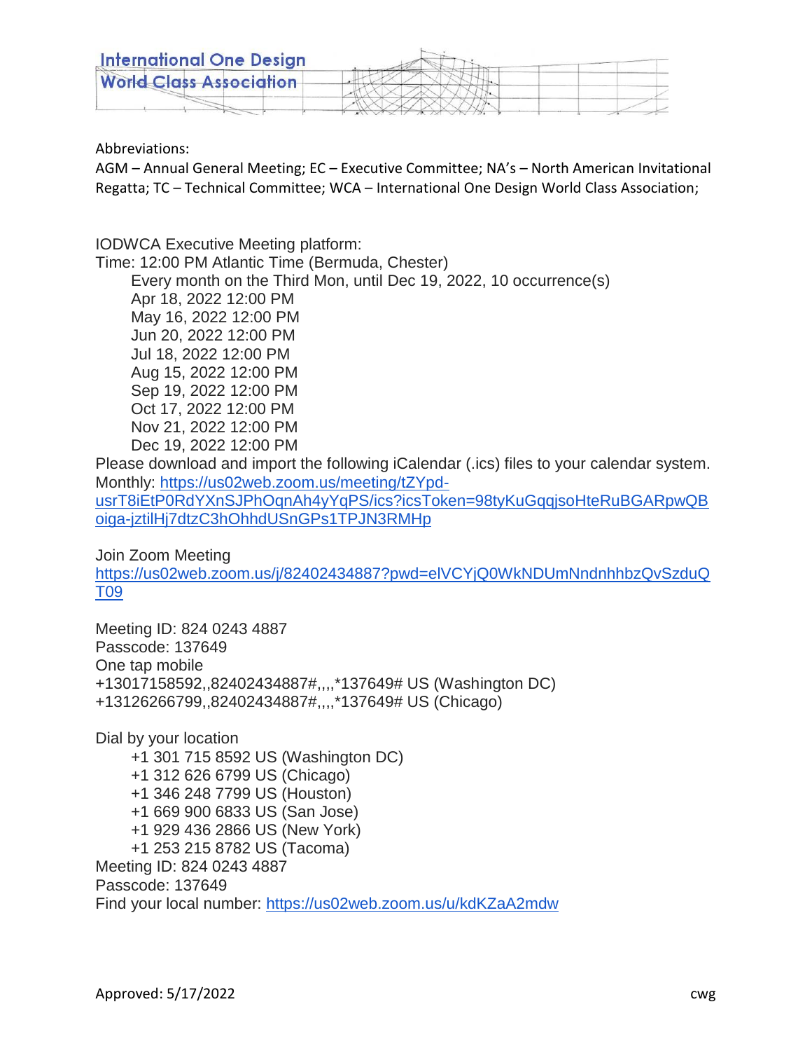Abbreviations:

AGM – Annual General Meeting; EC – Executive Committee; NA's – North American Invitational Regatta; TC – Technical Committee; WCA – International One Design World Class Association;

IODWCA Executive Meeting platform:

Time: 12:00 PM Atlantic Time (Bermuda, Chester)

Every month on the Third Mon, until Dec 19, 2022, 10 occurrence(s)

Apr 18, 2022 12:00 PM
May 16, 2022 12:00 PM
Jun 20, 2022 12:00 PM
Jul 18, 2022 12:00 PM
Aug 15, 2022 12:00 PM
Sep 19, 2022 12:00 PM
Oct 17, 2022 12:00 PM
Nov 21, 2022 12:00 PM
Dec 19, 2022 12:00 PM

Please download and import the following iCalendar (.ics) files to your calendar system.

Monthly: https://us02web.zoom.us/meeting/tZYpd-usrT8iEtP0RdYXnSJPhOqnAh4yYqPS/ics?icsToken=98tyKuGqqjsoHteRuBGARpwQBoiga-jztilHj7dtzC3hOhhdUSnGPs1TPJN3RMHp

Join Zoom Meeting

https://us02web.zoom.us/j/82402434887?pwd=elVCYjQ0WkNDUmNndnhhbzQvSzduQT09

Meeting ID: 824 0243 4887
Passcode: 137649
One tap mobile
+13017158592,,82402434887#,,,,*137649# US (Washington DC)
+13126266799,,82402434887#,,,,*137649# US (Chicago)

Dial by your location

+1 301 715 8592 US (Washington DC)
+1 312 626 6799 US (Chicago)
+1 346 248 7799 US (Houston)
+1 669 900 6833 US (San Jose)
+1 929 436 2866 US (New York)
+1 253 215 8782 US (Tacoma)

Meeting ID: 824 0243 4887
Passcode: 137649
Find your local number: https://us02web.zoom.us/u/kdKZaA2mdw

Approved: 5/17/2022 cwg